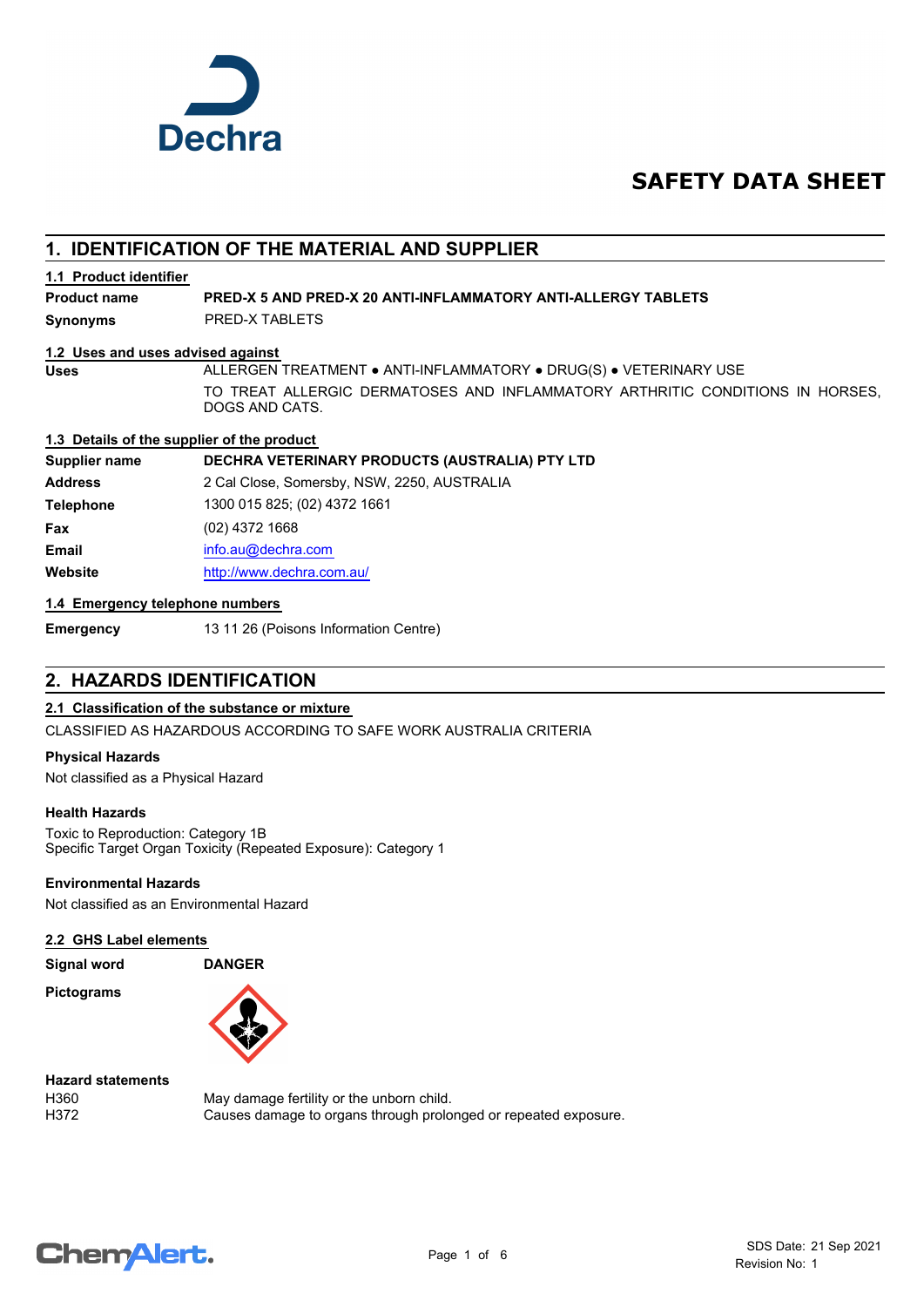# SAFETY DATA SHEET

## 1. IDENTIFICATION OF THE MATERIAL AND SUPPLIER

### 1.1 Product identifier

| | |
|---|---|
| **Product name** | **PRED-X 5 AND PRED-X 20 ANTI-INFLAMMATORY ANTI-ALLERGY TABLETS** |
| **Synonyms** | PRED-X TABLETS |

### 1.2 Uses and uses advised against

| | |
|---|---|
| **Uses** | ALLERGEN TREATMENT ● ANTI-INFLAMMATORY ● DRUG(S) ● VETERINARY USE<br>TO TREAT ALLERGIC DERMATOSES AND INFLAMMATORY ARTHRITIC CONDITIONS IN HORSES, DOGS AND CATS. |

### 1.3 Details of the supplier of the product

| | |
|---|---|
| **Supplier name** | **DECHRA VETERINARY PRODUCTS (AUSTRALIA) PTY LTD** |
| **Address** | 2 Cal Close, Somersby, NSW, 2250, AUSTRALIA |
| **Telephone** | 1300 015 825; (02) 4372 1661 |
| **Fax** | (02) 4372 1668 |
| **Email** | info.au@dechra.com |
| **Website** | http://www.dechra.com.au/ |

### 1.4 Emergency telephone numbers

| | |
|---|---|
| **Emergency** | 13 11 26 (Poisons Information Centre) |

## 2. HAZARDS IDENTIFICATION

### 2.1 Classification of the substance or mixture

CLASSIFIED AS HAZARDOUS ACCORDING TO SAFE WORK AUSTRALIA CRITERIA

**Physical Hazards**

Not classified as a Physical Hazard

**Health Hazards**

Toxic to Reproduction: Category 1B
Specific Target Organ Toxicity (Repeated Exposure): Category 1

**Environmental Hazards**

Not classified as an Environmental Hazard

### 2.2 GHS Label elements

| | |
|---|---|
| **Signal word** | **DANGER** |
| **Pictograms** | |

**Hazard statements**

| | |
|---|---|
| H360 | May damage fertility or the unborn child. |
| H372 | Causes damage to organs through prolonged or repeated exposure. |

SDS Date: 21 Sep 2021
Revision No: 1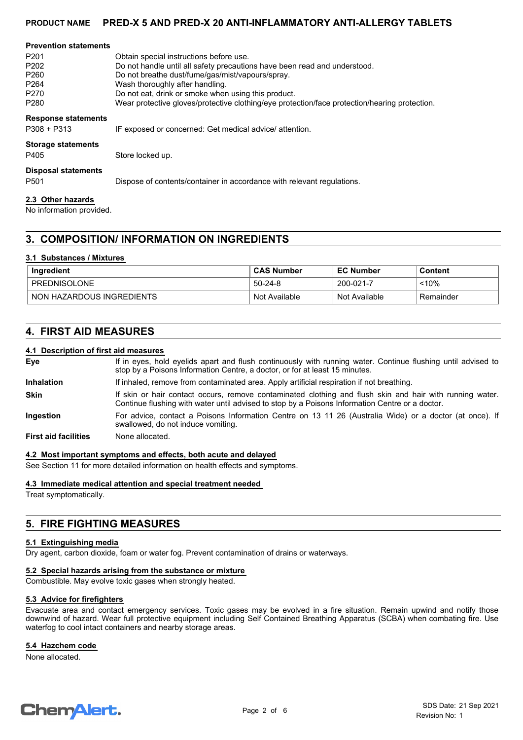**Prevention statements**

| | |
|---|---|
| P201 | Obtain special instructions before use. |
| P202 | Do not handle until all safety precautions have been read and understood. |
| P260 | Do not breathe dust/fume/gas/mist/vapours/spray. |
| P264 | Wash thoroughly after handling. |
| P270 | Do not eat, drink or smoke when using this product. |
| P280 | Wear protective gloves/protective clothing/eye protection/face protection/hearing protection. |

**Response statements**

| | |
|---|---|
| P308 + P313 | IF exposed or concerned: Get medical advice/ attention. |

**Storage statements**

| | |
|---|---|
| P405 | Store locked up. |

**Disposal statements**

| | |
|---|---|
| P501 | Dispose of contents/container in accordance with relevant regulations. |

### 2.3 Other hazards

No information provided.

## 3. COMPOSITION/ INFORMATION ON INGREDIENTS

### 3.1 Substances / Mixtures

| Ingredient | CAS Number | EC Number | Content |
|---|---|---|---|
| PREDNISOLONE | 50-24-8 | 200-021-7 | <10% |
| NON HAZARDOUS INGREDIENTS | Not Available | Not Available | Remainder |

## 4. FIRST AID MEASURES

### 4.1 Description of first aid measures

| | |
|---|---|
| **Eye** | If in eyes, hold eyelids apart and flush continuously with running water. Continue flushing until advised to stop by a Poisons Information Centre, a doctor, or for at least 15 minutes. |
| **Inhalation** | If inhaled, remove from contaminated area. Apply artificial respiration if not breathing. |
| **Skin** | If skin or hair contact occurs, remove contaminated clothing and flush skin and hair with running water. Continue flushing with water until advised to stop by a Poisons Information Centre or a doctor. |
| **Ingestion** | For advice, contact a Poisons Information Centre on 13 11 26 (Australia Wide) or a doctor (at once). If swallowed, do not induce vomiting. |
| **First aid facilities** | None allocated. |

### 4.2 Most important symptoms and effects, both acute and delayed

See Section 11 for more detailed information on health effects and symptoms.

### 4.3 Immediate medical attention and special treatment needed

Treat symptomatically.

## 5. FIRE FIGHTING MEASURES

### 5.1 Extinguishing media

Dry agent, carbon dioxide, foam or water fog. Prevent contamination of drains or waterways.

### 5.2 Special hazards arising from the substance or mixture

Combustible. May evolve toxic gases when strongly heated.

### 5.3 Advice for firefighters

Evacuate area and contact emergency services. Toxic gases may be evolved in a fire situation. Remain upwind and notify those downwind of hazard. Wear full protective equipment including Self Contained Breathing Apparatus (SCBA) when combating fire. Use waterfog to cool intact containers and nearby storage areas.

### 5.4 Hazchem code

None allocated.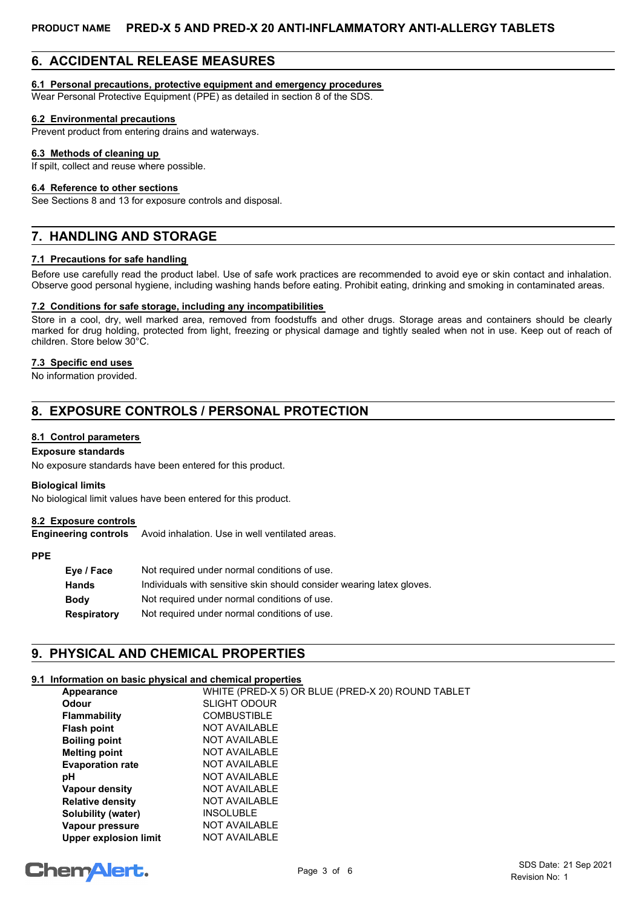## 6. ACCIDENTAL RELEASE MEASURES

### 6.1 Personal precautions, protective equipment and emergency procedures

Wear Personal Protective Equipment (PPE) as detailed in section 8 of the SDS.

### 6.2 Environmental precautions

Prevent product from entering drains and waterways.

### 6.3 Methods of cleaning up

If spilt, collect and reuse where possible.

### 6.4 Reference to other sections

See Sections 8 and 13 for exposure controls and disposal.

## 7. HANDLING AND STORAGE

### 7.1 Precautions for safe handling

Before use carefully read the product label. Use of safe work practices are recommended to avoid eye or skin contact and inhalation. Observe good personal hygiene, including washing hands before eating. Prohibit eating, drinking and smoking in contaminated areas.

### 7.2 Conditions for safe storage, including any incompatibilities

Store in a cool, dry, well marked area, removed from foodstuffs and other drugs. Storage areas and containers should be clearly marked for drug holding, protected from light, freezing or physical damage and tightly sealed when not in use. Keep out of reach of children. Store below 30°C.

### 7.3 Specific end uses

No information provided.

## 8. EXPOSURE CONTROLS / PERSONAL PROTECTION

### 8.1 Control parameters

**Exposure standards**

No exposure standards have been entered for this product.

**Biological limits**

No biological limit values have been entered for this product.

### 8.2 Exposure controls

**Engineering controls** Avoid inhalation. Use in well ventilated areas.

**PPE**

| | |
|---|---|
| **Eye / Face** | Not required under normal conditions of use. |
| **Hands** | Individuals with sensitive skin should consider wearing latex gloves. |
| **Body** | Not required under normal conditions of use. |
| **Respiratory** | Not required under normal conditions of use. |

## 9. PHYSICAL AND CHEMICAL PROPERTIES

### 9.1 Information on basic physical and chemical properties

| | |
|---|---|
| **Appearance** | WHITE (PRED-X 5) OR BLUE (PRED-X 20) ROUND TABLET |
| **Odour** | SLIGHT ODOUR |
| **Flammability** | COMBUSTIBLE |
| **Flash point** | NOT AVAILABLE |
| **Boiling point** | NOT AVAILABLE |
| **Melting point** | NOT AVAILABLE |
| **Evaporation rate** | NOT AVAILABLE |
| **pH** | NOT AVAILABLE |
| **Vapour density** | NOT AVAILABLE |
| **Relative density** | NOT AVAILABLE |
| **Solubility (water)** | INSOLUBLE |
| **Vapour pressure** | NOT AVAILABLE |
| **Upper explosion limit** | NOT AVAILABLE |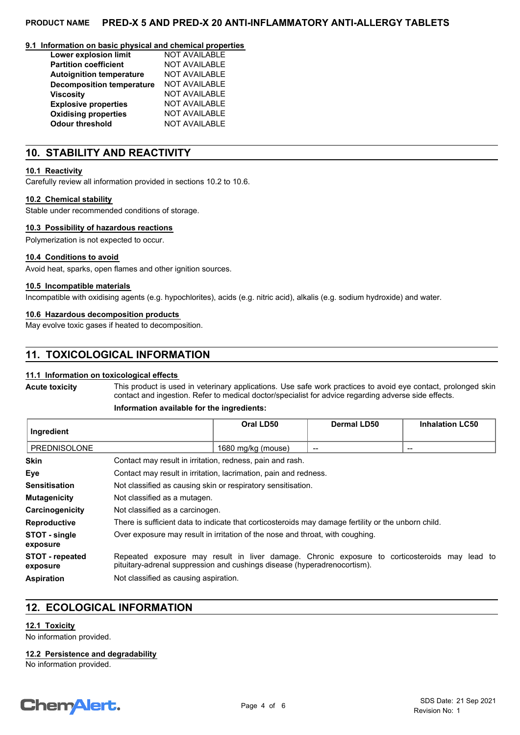#### 9.1 Information on basic physical and chemical properties

| | |
|---|---|
| **Lower explosion limit** | NOT AVAILABLE |
| **Partition coefficient** | NOT AVAILABLE |
| **Autoignition temperature** | NOT AVAILABLE |
| **Decomposition temperature** | NOT AVAILABLE |
| **Viscosity** | NOT AVAILABLE |
| **Explosive properties** | NOT AVAILABLE |
| **Oxidising properties** | NOT AVAILABLE |
| **Odour threshold** | NOT AVAILABLE |

## 10. STABILITY AND REACTIVITY

#### 10.1 Reactivity

Carefully review all information provided in sections 10.2 to 10.6.

#### 10.2 Chemical stability

Stable under recommended conditions of storage.

#### 10.3 Possibility of hazardous reactions

Polymerization is not expected to occur.

#### 10.4 Conditions to avoid

Avoid heat, sparks, open flames and other ignition sources.

#### 10.5 Incompatible materials

Incompatible with oxidising agents (e.g. hypochlorites), acids (e.g. nitric acid), alkalis (e.g. sodium hydroxide) and water.

#### 10.6 Hazardous decomposition products

May evolve toxic gases if heated to decomposition.

## 11. TOXICOLOGICAL INFORMATION

#### 11.1 Information on toxicological effects

**Acute toxicity** This product is used in veterinary applications. Use safe work practices to avoid eye contact, prolonged skin contact and ingestion. Refer to medical doctor/specialist for advice regarding adverse side effects.

**Information available for the ingredients:**

| Ingredient | Oral LD50 | Dermal LD50 | Inhalation LC50 |
|---|---|---|---|
| PREDNISOLONE | 1680 mg/kg (mouse) | -- | -- |

| | |
|---|---|
| **Skin** | Contact may result in irritation, redness, pain and rash. |
| **Eye** | Contact may result in irritation, lacrimation, pain and redness. |
| **Sensitisation** | Not classified as causing skin or respiratory sensitisation. |
| **Mutagenicity** | Not classified as a mutagen. |
| **Carcinogenicity** | Not classified as a carcinogen. |
| **Reproductive** | There is sufficient data to indicate that corticosteroids may damage fertility or the unborn child. |
| **STOT - single exposure** | Over exposure may result in irritation of the nose and throat, with coughing. |
| **STOT - repeated exposure** | Repeated exposure may result in liver damage. Chronic exposure to corticosteroids may lead to pituitary-adrenal suppression and cushings disease (hyperadrenocortism). |
| **Aspiration** | Not classified as causing aspiration. |

## 12. ECOLOGICAL INFORMATION

#### 12.1 Toxicity

No information provided.

#### 12.2 Persistence and degradability

No information provided.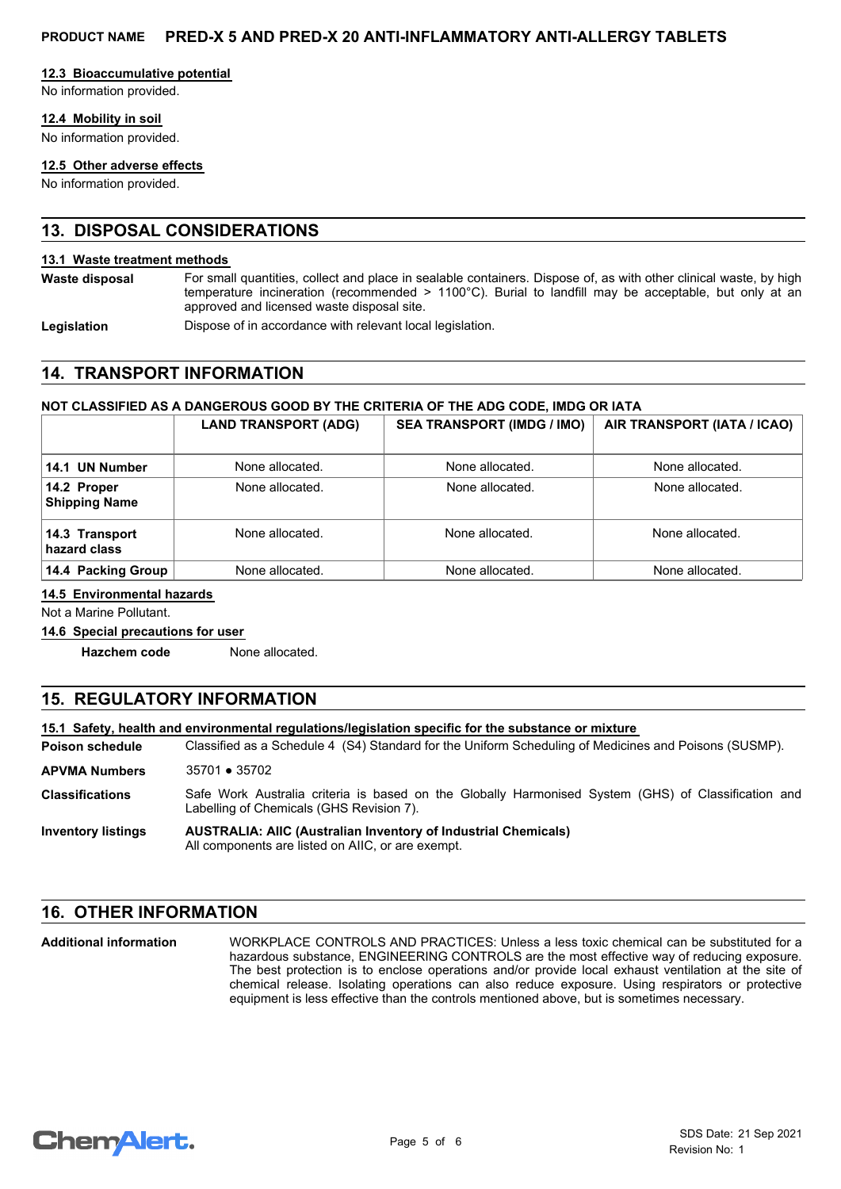### 12.3 Bioaccumulative potential

No information provided.

### 12.4 Mobility in soil

No information provided.

### 12.5 Other adverse effects

No information provided.

## 13. DISPOSAL CONSIDERATIONS

### 13.1 Waste treatment methods

**Waste disposal** For small quantities, collect and place in sealable containers. Dispose of, as with other clinical waste, by high temperature incineration (recommended > 1100°C). Burial to landfill may be acceptable, but only at an approved and licensed waste disposal site.

**Legislation** Dispose of in accordance with relevant local legislation.

## 14. TRANSPORT INFORMATION

**NOT CLASSIFIED AS A DANGEROUS GOOD BY THE CRITERIA OF THE ADG CODE, IMDG OR IATA**

| | LAND TRANSPORT (ADG) | SEA TRANSPORT (IMDG / IMO) | AIR TRANSPORT (IATA / ICAO) |
|---|---|---|---|
| **14.1 UN Number** | None allocated. | None allocated. | None allocated. |
| **14.2 Proper Shipping Name** | None allocated. | None allocated. | None allocated. |
| **14.3 Transport hazard class** | None allocated. | None allocated. | None allocated. |
| **14.4 Packing Group** | None allocated. | None allocated. | None allocated. |

### 14.5 Environmental hazards

Not a Marine Pollutant.

### 14.6 Special precautions for user

**Hazchem code** None allocated.

## 15. REGULATORY INFORMATION

### 15.1 Safety, health and environmental regulations/legislation specific for the substance or mixture

**Poison schedule** Classified as a Schedule 4 (S4) Standard for the Uniform Scheduling of Medicines and Poisons (SUSMP).

**APVMA Numbers** 35701 ● 35702

**Classifications** Safe Work Australia criteria is based on the Globally Harmonised System (GHS) of Classification and Labelling of Chemicals (GHS Revision 7).

**Inventory listings** **AUSTRALIA: AIIC (Australian Inventory of Industrial Chemicals)**
All components are listed on AIIC, or are exempt.

## 16. OTHER INFORMATION

**Additional information** WORKPLACE CONTROLS AND PRACTICES: Unless a less toxic chemical can be substituted for a hazardous substance, ENGINEERING CONTROLS are the most effective way of reducing exposure. The best protection is to enclose operations and/or provide local exhaust ventilation at the site of chemical release. Isolating operations can also reduce exposure. Using respirators or protective equipment is less effective than the controls mentioned above, but is sometimes necessary.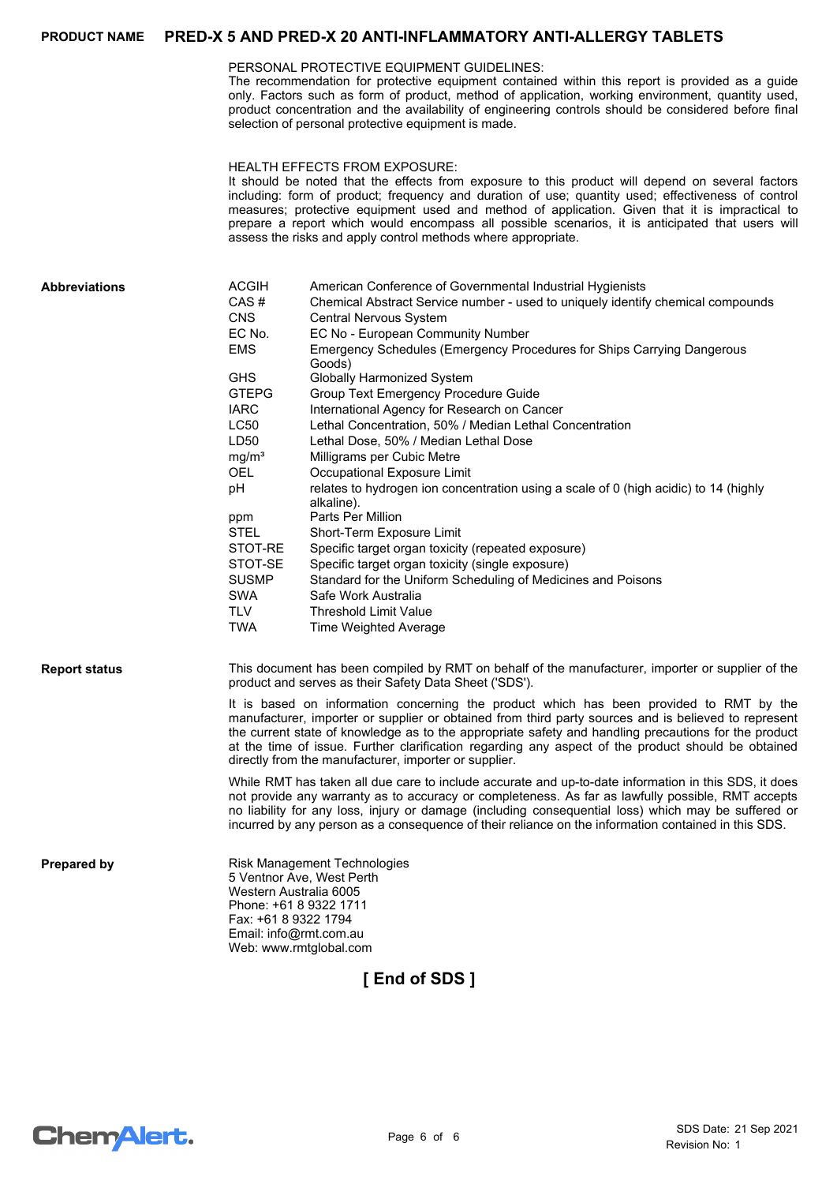PERSONAL PROTECTIVE EQUIPMENT GUIDELINES:
The recommendation for protective equipment contained within this report is provided as a guide only. Factors such as form of product, method of application, working environment, quantity used, product concentration and the availability of engineering controls should be considered before final selection of personal protective equipment is made.

HEALTH EFFECTS FROM EXPOSURE:
It should be noted that the effects from exposure to this product will depend on several factors including: form of product; frequency and duration of use; quantity used; effectiveness of control measures; protective equipment used and method of application. Given that it is impractical to prepare a report which would encompass all possible scenarios, it is anticipated that users will assess the risks and apply control methods where appropriate.

**Abbreviations**

| | |
|---|---|
| ACGIH | American Conference of Governmental Industrial Hygienists |
| CAS # | Chemical Abstract Service number - used to uniquely identify chemical compounds |
| CNS | Central Nervous System |
| EC No. | EC No - European Community Number |
| EMS | Emergency Schedules (Emergency Procedures for Ships Carrying Dangerous Goods) |
| GHS | Globally Harmonized System |
| GTEPG | Group Text Emergency Procedure Guide |
| IARC | International Agency for Research on Cancer |
| LC50 | Lethal Concentration, 50% / Median Lethal Concentration |
| LD50 | Lethal Dose, 50% / Median Lethal Dose |
| $mg/m^3$ | Milligrams per Cubic Metre |
| OEL | Occupational Exposure Limit |
| pH | relates to hydrogen ion concentration using a scale of 0 (high acidic) to 14 (highly alkaline). |
| ppm | Parts Per Million |
| STEL | Short-Term Exposure Limit |
| STOT-RE | Specific target organ toxicity (repeated exposure) |
| STOT-SE | Specific target organ toxicity (single exposure) |
| SUSMP | Standard for the Uniform Scheduling of Medicines and Poisons |
| SWA | Safe Work Australia |
| TLV | Threshold Limit Value |
| TWA | Time Weighted Average |

**Report status**

This document has been compiled by RMT on behalf of the manufacturer, importer or supplier of the product and serves as their Safety Data Sheet ('SDS').

It is based on information concerning the product which has been provided to RMT by the manufacturer, importer or supplier or obtained from third party sources and is believed to represent the current state of knowledge as to the appropriate safety and handling precautions for the product at the time of issue. Further clarification regarding any aspect of the product should be obtained directly from the manufacturer, importer or supplier.

While RMT has taken all due care to include accurate and up-to-date information in this SDS, it does not provide any warranty as to accuracy or completeness. As far as lawfully possible, RMT accepts no liability for any loss, injury or damage (including consequential loss) which may be suffered or incurred by any person as a consequence of their reliance on the information contained in this SDS.

**Prepared by**

Risk Management Technologies
5 Ventnor Ave, West Perth
Western Australia 6005
Phone: +61 8 9322 1711
Fax: +61 8 9322 1794
Email: info@rmt.com.au
Web: www.rmtglobal.com

**[ End of SDS ]**